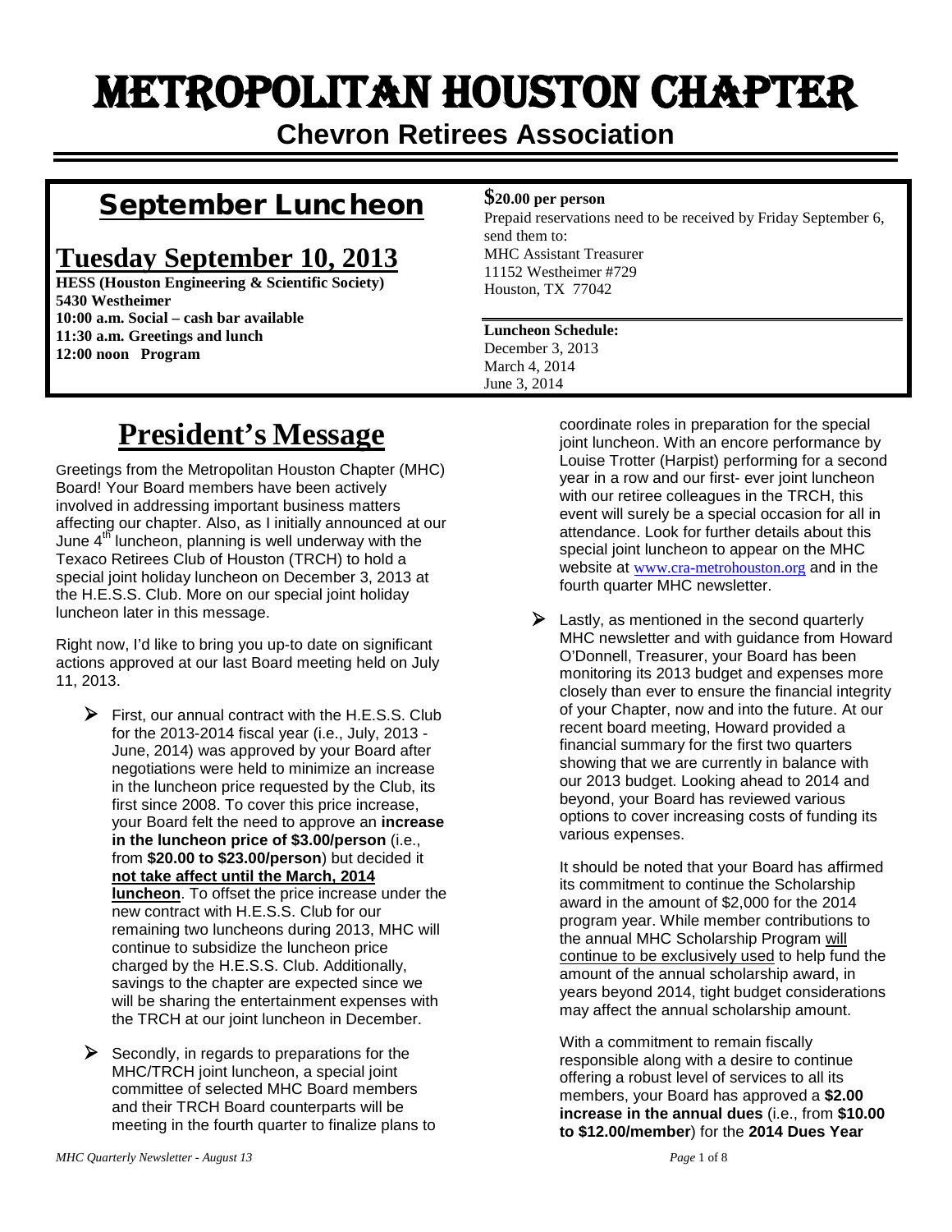# METROPOLITAN HOUSTON CHAPTER

## Chevron Retirees Association

## September Luncheon

## Tuesday September 10, 2013

**HESS (Houston Engineering & Scientific Society)**
**5430 Westheimer**
**10:00 a.m. Social – cash bar available**
**11:30 a.m. Greetings and lunch**
**12:00 noon Program**

**$20.00 per person**
Prepaid reservations need to be received by Friday September 6, send them to:
MHC Assistant Treasurer
11152 Westheimer #729
Houston, TX 77042

**Luncheon Schedule:**
December 3, 2013
March 4, 2014
June 3, 2014

# President's Message

Greetings from the Metropolitan Houston Chapter (MHC) Board! Your Board members have been actively involved in addressing important business matters affecting our chapter. Also, as I initially announced at our June 4th luncheon, planning is well underway with the Texaco Retirees Club of Houston (TRCH) to hold a special joint holiday luncheon on December 3, 2013 at the H.E.S.S. Club. More on our special joint holiday luncheon later in this message.

Right now, I'd like to bring you up-to date on significant actions approved at our last Board meeting held on July 11, 2013.

- First, our annual contract with the H.E.S.S. Club for the 2013-2014 fiscal year (i.e., July, 2013 - June, 2014) was approved by your Board after negotiations were held to minimize an increase in the luncheon price requested by the Club, its first since 2008. To cover this price increase, your Board felt the need to approve an **increase in the luncheon price of $3.00/person** (i.e., from **$20.00 to $23.00/person**) but decided it **not take affect until the March, 2014 luncheon**. To offset the price increase under the new contract with H.E.S.S. Club for our remaining two luncheons during 2013, MHC will continue to subsidize the luncheon price charged by the H.E.S.S. Club. Additionally, savings to the chapter are expected since we will be sharing the entertainment expenses with the TRCH at our joint luncheon in December.
- Secondly, in regards to preparations for the MHC/TRCH joint luncheon, a special joint committee of selected MHC Board members and their TRCH Board counterparts will be meeting in the fourth quarter to finalize plans to coordinate roles in preparation for the special joint luncheon. With an encore performance by Louise Trotter (Harpist) performing for a second year in a row and our first- ever joint luncheon with our retiree colleagues in the TRCH, this event will surely be a special occasion for all in attendance. Look for further details about this special joint luncheon to appear on the MHC website at www.cra-metrohouston.org and in the fourth quarter MHC newsletter.
- Lastly, as mentioned in the second quarterly MHC newsletter and with guidance from Howard O'Donnell, Treasurer, your Board has been monitoring its 2013 budget and expenses more closely than ever to ensure the financial integrity of your Chapter, now and into the future. At our recent board meeting, Howard provided a financial summary for the first two quarters showing that we are currently in balance with our 2013 budget. Looking ahead to 2014 and beyond, your Board has reviewed various options to cover increasing costs of funding its various expenses.

  It should be noted that your Board has affirmed its commitment to continue the Scholarship award in the amount of $2,000 for the 2014 program year. While member contributions to the annual MHC Scholarship Program will continue to be exclusively used to help fund the amount of the annual scholarship award, in years beyond 2014, tight budget considerations may affect the annual scholarship amount.

  With a commitment to remain fiscally responsible along with a desire to continue offering a robust level of services to all its members, your Board has approved a **$2.00 increase in the annual dues** (i.e., from **$10.00 to $12.00/member**) for the **2014 Dues Year**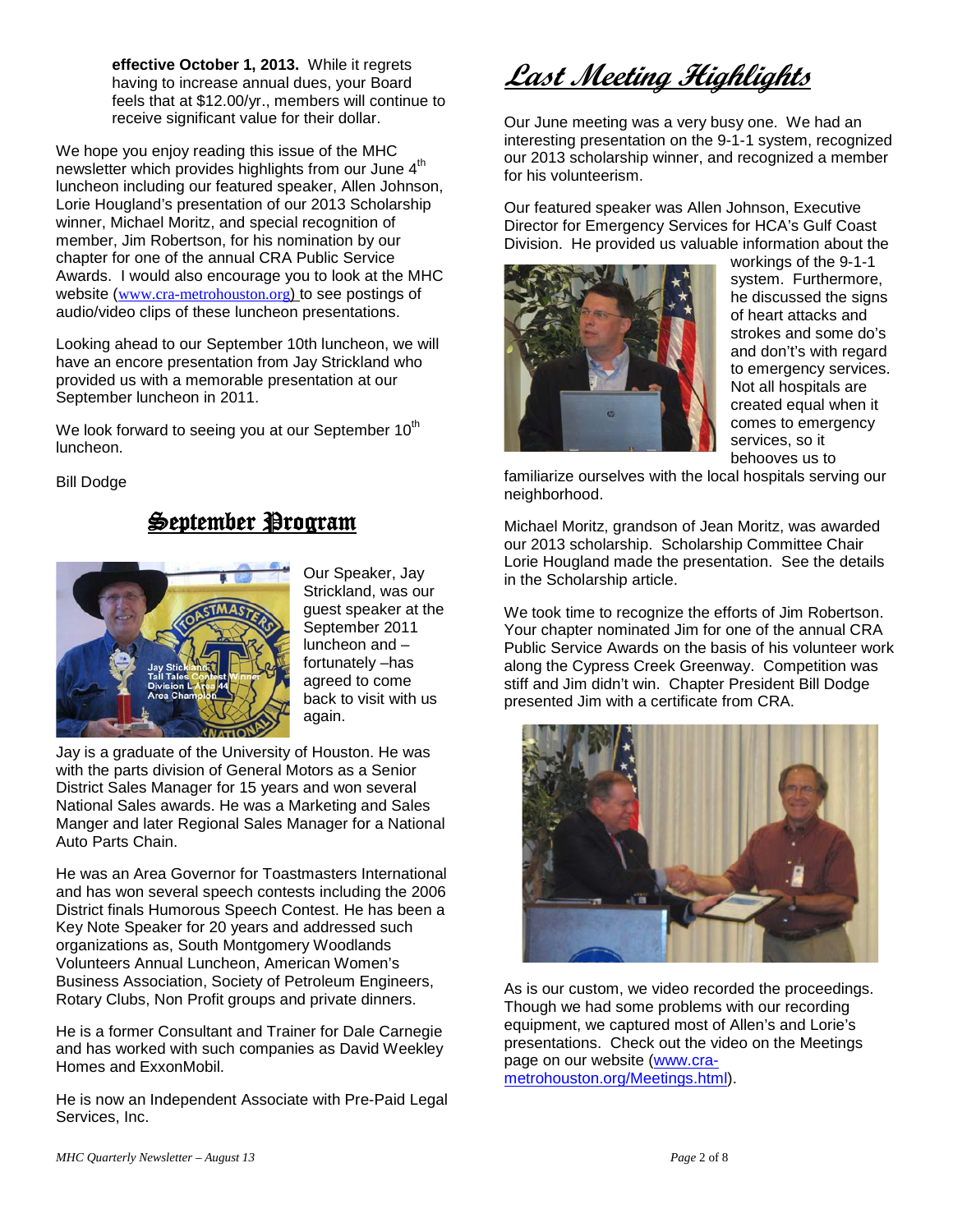**effective October 1, 2013.** While it regrets having to increase annual dues, your Board feels that at $12.00/yr., members will continue to receive significant value for their dollar.

We hope you enjoy reading this issue of the MHC newsletter which provides highlights from our June 4th luncheon including our featured speaker, Allen Johnson, Lorie Hougland's presentation of our 2013 Scholarship winner, Michael Moritz, and special recognition of member, Jim Robertson, for his nomination by our chapter for one of the annual CRA Public Service Awards. I would also encourage you to look at the MHC website (www.cra-metrohouston.org) to see postings of audio/video clips of these luncheon presentations.

Looking ahead to our September 10th luncheon, we will have an encore presentation from Jay Strickland who provided us with a memorable presentation at our September luncheon in 2011.

We look forward to seeing you at our September 10th luncheon.

Bill Dodge

## September Program

Our Speaker, Jay Strickland, was our guest speaker at the September 2011 luncheon and – fortunately –has agreed to come back to visit with us again.

Jay is a graduate of the University of Houston. He was with the parts division of General Motors as a Senior District Sales Manager for 15 years and won several National Sales awards. He was a Marketing and Sales Manger and later Regional Sales Manager for a National Auto Parts Chain.

He was an Area Governor for Toastmasters International and has won several speech contests including the 2006 District finals Humorous Speech Contest. He has been a Key Note Speaker for 20 years and addressed such organizations as, South Montgomery Woodlands Volunteers Annual Luncheon, American Women's Business Association, Society of Petroleum Engineers, Rotary Clubs, Non Profit groups and private dinners.

He is a former Consultant and Trainer for Dale Carnegie and has worked with such companies as David Weekley Homes and ExxonMobil.

He is now an Independent Associate with Pre-Paid Legal Services, Inc.

## Last Meeting Highlights

Our June meeting was a very busy one. We had an interesting presentation on the 9-1-1 system, recognized our 2013 scholarship winner, and recognized a member for his volunteerism.

Our featured speaker was Allen Johnson, Executive Director for Emergency Services for HCA's Gulf Coast Division. He provided us valuable information about the workings of the 9-1-1 system. Furthermore, he discussed the signs of heart attacks and strokes and some do's and don't's with regard to emergency services. Not all hospitals are created equal when it comes to emergency services, so it behooves us to familiarize ourselves with the local hospitals serving our neighborhood.

Michael Moritz, grandson of Jean Moritz, was awarded our 2013 scholarship. Scholarship Committee Chair Lorie Hougland made the presentation. See the details in the Scholarship article.

We took time to recognize the efforts of Jim Robertson. Your chapter nominated Jim for one of the annual CRA Public Service Awards on the basis of his volunteer work along the Cypress Creek Greenway. Competition was stiff and Jim didn't win. Chapter President Bill Dodge presented Jim with a certificate from CRA.

As is our custom, we video recorded the proceedings. Though we had some problems with our recording equipment, we captured most of Allen's and Lorie's presentations. Check out the video on the Meetings page on our website (www.cra-metrohouston.org/Meetings.html).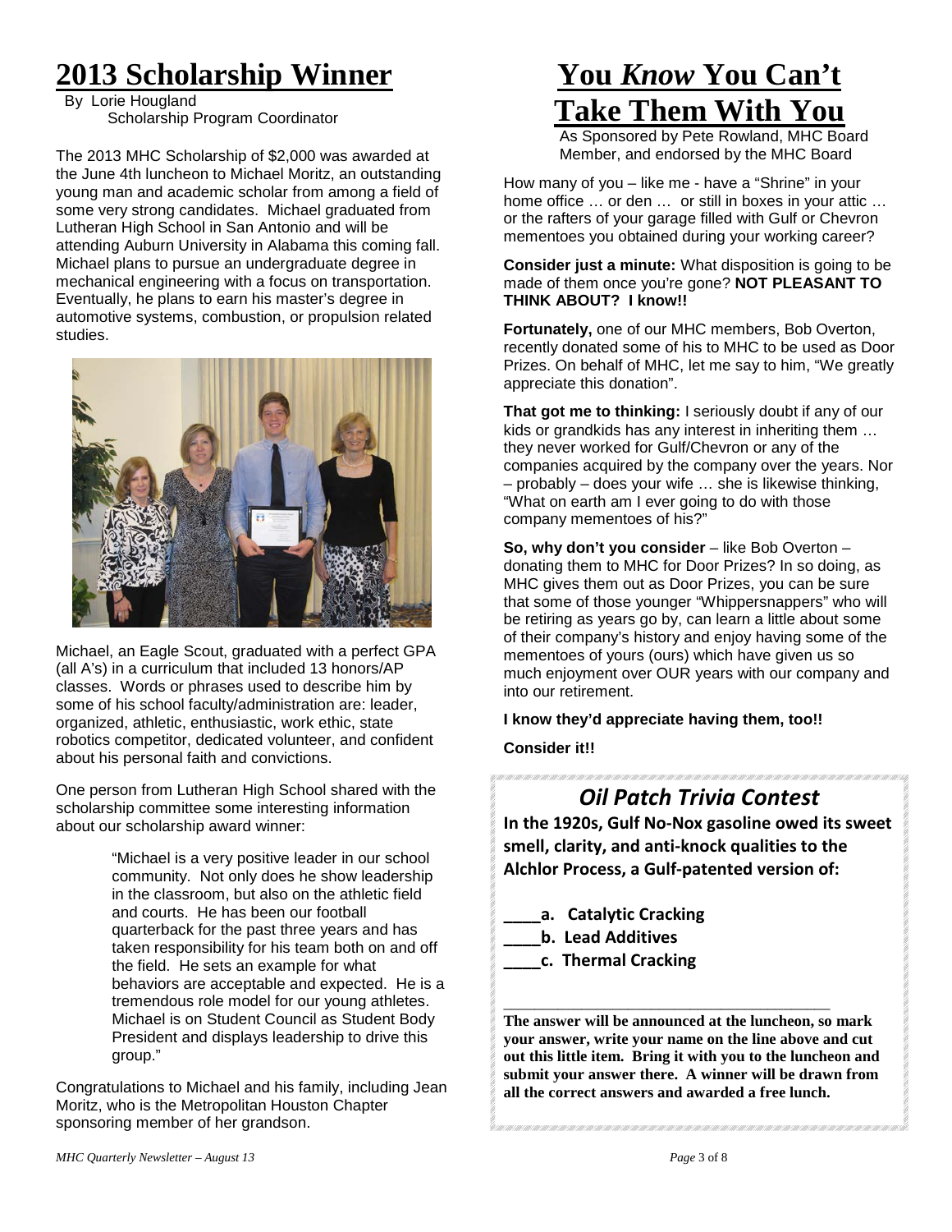# 2013 Scholarship Winner

By Lorie Hougland
Scholarship Program Coordinator

The 2013 MHC Scholarship of $2,000 was awarded at the June 4th luncheon to Michael Moritz, an outstanding young man and academic scholar from among a field of some very strong candidates. Michael graduated from Lutheran High School in San Antonio and will be attending Auburn University in Alabama this coming fall. Michael plans to pursue an undergraduate degree in mechanical engineering with a focus on transportation. Eventually, he plans to earn his master's degree in automotive systems, combustion, or propulsion related studies.

Michael, an Eagle Scout, graduated with a perfect GPA (all A's) in a curriculum that included 13 honors/AP classes. Words or phrases used to describe him by some of his school faculty/administration are: leader, organized, athletic, enthusiastic, work ethic, state robotics competitor, dedicated volunteer, and confident about his personal faith and convictions.

One person from Lutheran High School shared with the scholarship committee some interesting information about our scholarship award winner:

> "Michael is a very positive leader in our school community. Not only does he show leadership in the classroom, but also on the athletic field and courts. He has been our football quarterback for the past three years and has taken responsibility for his team both on and off the field. He sets an example for what behaviors are acceptable and expected. He is a tremendous role model for our young athletes. Michael is on Student Council as Student Body President and displays leadership to drive this group."

Congratulations to Michael and his family, including Jean Moritz, who is the Metropolitan Houston Chapter sponsoring member of her grandson.

# You *Know* You Can't Take Them With You

As Sponsored by Pete Rowland, MHC Board Member, and endorsed by the MHC Board

How many of you – like me - have a "Shrine" in your home office … or den … or still in boxes in your attic … or the rafters of your garage filled with Gulf or Chevron mementoes you obtained during your working career?

**Consider just a minute:** What disposition is going to be made of them once you're gone? **NOT PLEASANT TO THINK ABOUT? I know!!**

**Fortunately,** one of our MHC members, Bob Overton, recently donated some of his to MHC to be used as Door Prizes. On behalf of MHC, let me say to him, "We greatly appreciate this donation".

**That got me to thinking:** I seriously doubt if any of our kids or grandkids has any interest in inheriting them … they never worked for Gulf/Chevron or any of the companies acquired by the company over the years. Nor – probably – does your wife … she is likewise thinking, "What on earth am I ever going to do with those company mementoes of his?"

**So, why don't you consider** – like Bob Overton – donating them to MHC for Door Prizes? In so doing, as MHC gives them out as Door Prizes, you can be sure that some of those younger "Whippersnappers" who will be retiring as years go by, can learn a little about some of their company's history and enjoy having some of the mementoes of yours (ours) which have given us so much enjoyment over OUR years with our company and into our retirement.

**I know they'd appreciate having them, too!!**

**Consider it!!**

## *Oil Patch Trivia Contest*

**In the 1920s, Gulf No-Nox gasoline owed its sweet smell, clarity, and anti-knock qualities to the Alchlor Process, a Gulf-patented version of:**

**____a. Catalytic Cracking**
**____b. Lead Additives**
**____c. Thermal Cracking**

________________________________________

**The answer will be announced at the luncheon, so mark your answer, write your name on the line above and cut out this little item. Bring it with you to the luncheon and submit your answer there. A winner will be drawn from all the correct answers and awarded a free lunch.**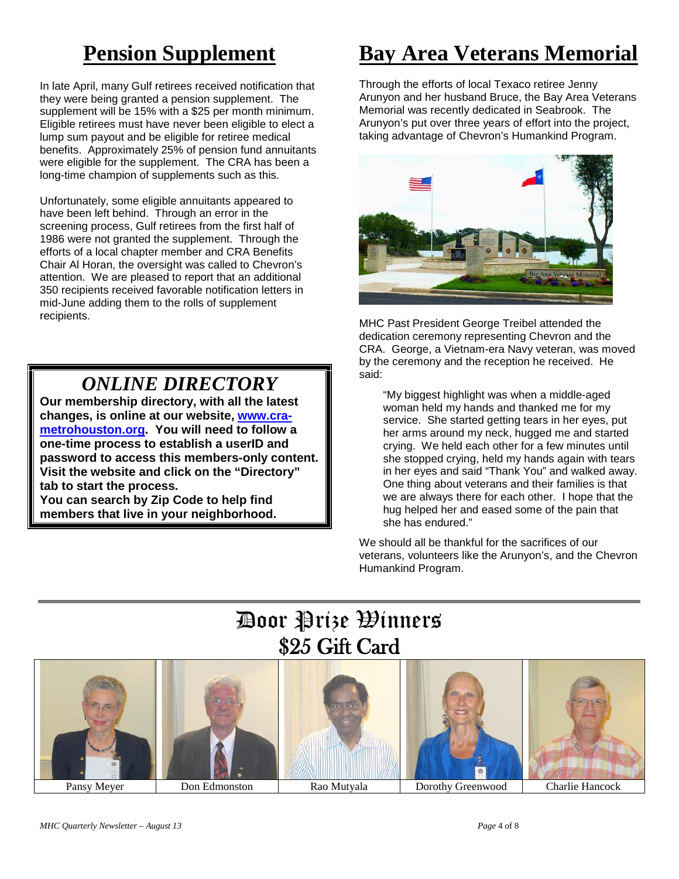# Pension Supplement

In late April, many Gulf retirees received notification that they were being granted a pension supplement. The supplement will be 15% with a $25 per month minimum. Eligible retirees must have never been eligible to elect a lump sum payout and be eligible for retiree medical benefits. Approximately 25% of pension fund annuitants were eligible for the supplement. The CRA has been a long-time champion of supplements such as this.

Unfortunately, some eligible annuitants appeared to have been left behind. Through an error in the screening process, Gulf retirees from the first half of 1986 were not granted the supplement. Through the efforts of a local chapter member and CRA Benefits Chair Al Horan, the oversight was called to Chevron's attention. We are pleased to report that an additional 350 recipients received favorable notification letters in mid-June adding them to the rolls of supplement recipients.

## *ONLINE DIRECTORY*

**Our membership directory, with all the latest changes, is online at our website, [www.cra-metrohouston.org](http://www.cra-metrohouston.org). You will need to follow a one-time process to establish a userID and password to access this members-only content. Visit the website and click on the "Directory" tab to start the process.**
**You can search by Zip Code to help find members that live in your neighborhood.**

# Bay Area Veterans Memorial

Through the efforts of local Texaco retiree Jenny Arunyon and her husband Bruce, the Bay Area Veterans Memorial was recently dedicated in Seabrook. The Arunyon's put over three years of effort into the project, taking advantage of Chevron's Humankind Program.

MHC Past President George Treibel attended the dedication ceremony representing Chevron and the CRA. George, a Vietnam-era Navy veteran, was moved by the ceremony and the reception he received. He said:

> "My biggest highlight was when a middle-aged woman held my hands and thanked me for my service. She started getting tears in her eyes, put her arms around my neck, hugged me and started crying. We held each other for a few minutes until she stopped crying, held my hands again with tears in her eyes and said "Thank You" and walked away. One thing about veterans and their families is that we are always there for each other. I hope that the hug helped her and eased some of the pain that she has endured."

We should all be thankful for the sacrifices of our veterans, volunteers like the Arunyon's, and the Chevron Humankind Program.

# Door Prize Winners
## $25 Gift Card

| Pansy Meyer | Don Edmonston | Rao Mutyala | Dorothy Greenwood | Charlie Hancock |
|---|---|---|---|---|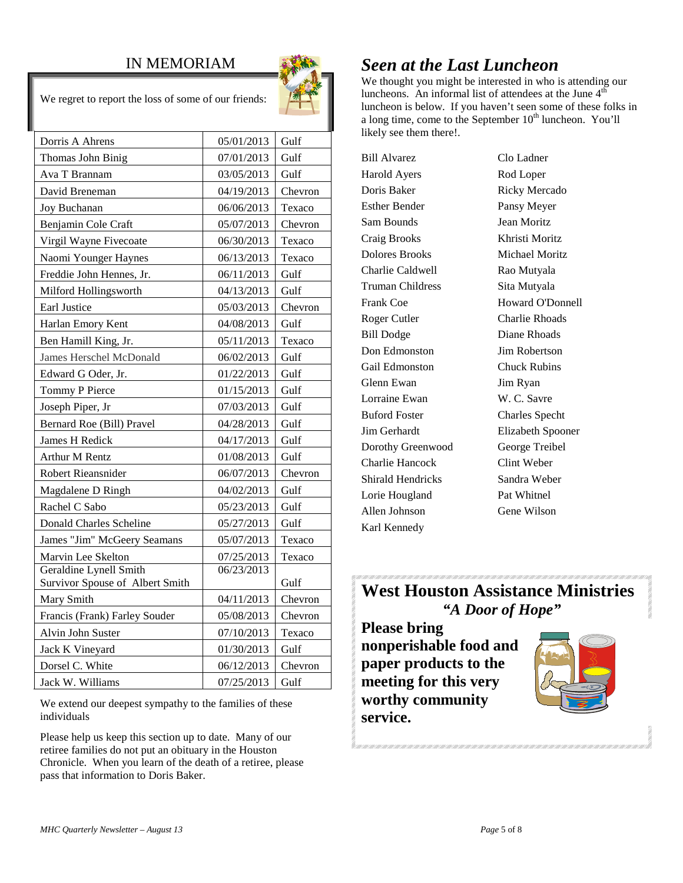## IN MEMORIAM

We regret to report the loss of some of our friends:

| | | |
|---|---|---|
| Dorris A Ahrens | 05/01/2013 | Gulf |
| Thomas John Binig | 07/01/2013 | Gulf |
| Ava T Brannam | 03/05/2013 | Gulf |
| David Breneman | 04/19/2013 | Chevron |
| Joy Buchanan | 06/06/2013 | Texaco |
| Benjamin Cole Craft | 05/07/2013 | Chevron |
| Virgil Wayne Fivecoate | 06/30/2013 | Texaco |
| Naomi Younger Haynes | 06/13/2013 | Texaco |
| Freddie John Hennes, Jr. | 06/11/2013 | Gulf |
| Milford Hollingsworth | 04/13/2013 | Gulf |
| Earl Justice | 05/03/2013 | Chevron |
| Harlan Emory Kent | 04/08/2013 | Gulf |
| Ben Hamill King, Jr. | 05/11/2013 | Texaco |
| James Herschel McDonald | 06/02/2013 | Gulf |
| Edward G Oder, Jr. | 01/22/2013 | Gulf |
| Tommy P Pierce | 01/15/2013 | Gulf |
| Joseph Piper, Jr | 07/03/2013 | Gulf |
| Bernard Roe (Bill) Pravel | 04/28/2013 | Gulf |
| James H Redick | 04/17/2013 | Gulf |
| Arthur M Rentz | 01/08/2013 | Gulf |
| Robert Rieansnider | 06/07/2013 | Chevron |
| Magdalene D Ringh | 04/02/2013 | Gulf |
| Rachel C Sabo | 05/23/2013 | Gulf |
| Donald Charles Scheline | 05/27/2013 | Gulf |
| James "Jim" McGeery Seamans | 05/07/2013 | Texaco |
| Marvin Lee Skelton | 07/25/2013 | Texaco |
| Geraldine Lynell Smith Survivor Spouse of Albert Smith | 06/23/2013 | Gulf |
| Mary Smith | 04/11/2013 | Chevron |
| Francis (Frank) Farley Souder | 05/08/2013 | Chevron |
| Alvin John Suster | 07/10/2013 | Texaco |
| Jack K Vineyard | 01/30/2013 | Gulf |
| Dorsel C. White | 06/12/2013 | Chevron |
| Jack W. Williams | 07/25/2013 | Gulf |

We extend our deepest sympathy to the families of these individuals

Please help us keep this section up to date. Many of our retiree families do not put an obituary in the Houston Chronicle. When you learn of the death of a retiree, please pass that information to Doris Baker.

## *Seen at the Last Luncheon*

We thought you might be interested in who is attending our luncheons. An informal list of attendees at the June 4th luncheon is below. If you haven't seen some of these folks in a long time, come to the September 10th luncheon. You'll likely see them there!.

Bill Alvarez
Harold Ayers
Doris Baker
Esther Bender
Sam Bounds
Craig Brooks
Dolores Brooks
Charlie Caldwell
Truman Childress
Frank Coe
Roger Cutler
Bill Dodge
Don Edmonston
Gail Edmonston
Glenn Ewan
Lorraine Ewan
Buford Foster
Jim Gerhardt
Dorothy Greenwood
Charlie Hancock
Shirald Hendricks
Lorie Hougland
Allen Johnson
Karl Kennedy
Clo Ladner
Rod Loper
Ricky Mercado
Pansy Meyer
Jean Moritz
Khristi Moritz
Michael Moritz
Rao Mutyala
Sita Mutyala
Howard O'Donnell
Charlie Rhoads
Diane Rhoads
Jim Robertson
Chuck Rubins
Jim Ryan
W. C. Savre
Charles Specht
Elizabeth Spooner
George Treibel
Clint Weber
Sandra Weber
Pat Whitnel
Gene Wilson

## West Houston Assistance Ministries

***"A Door of Hope"***

**Please bring nonperishable food and paper products to the meeting for this very worthy community service.**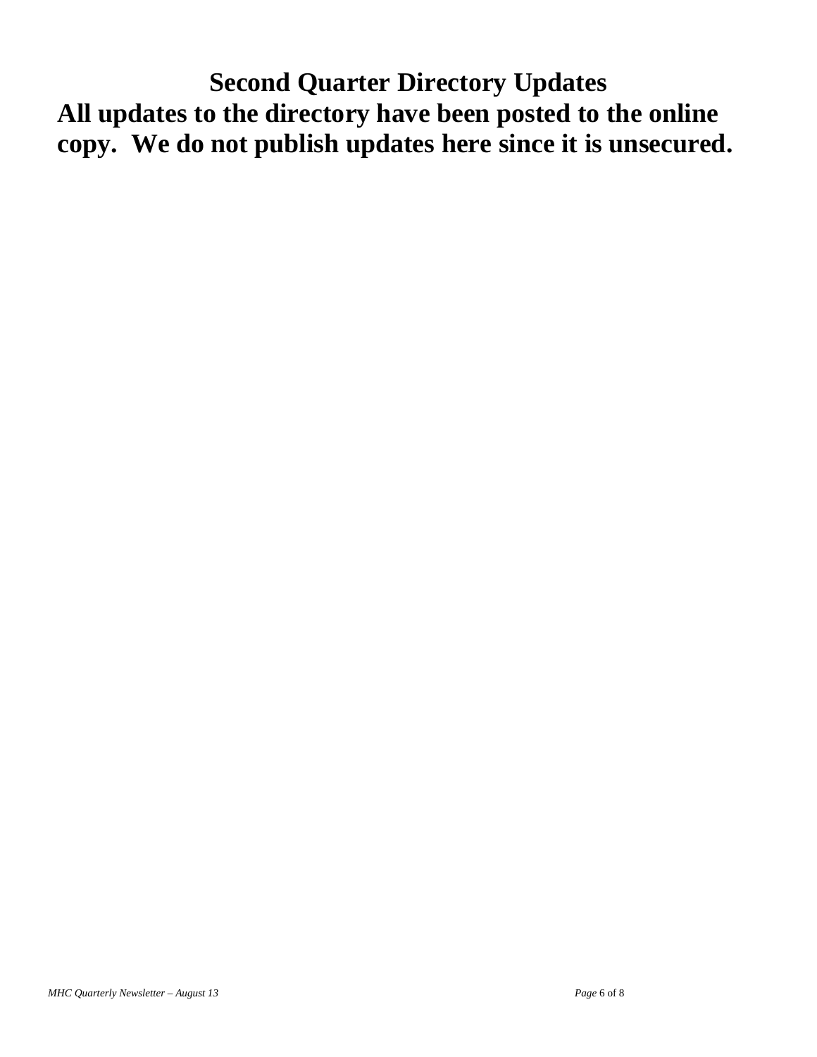# Second Quarter Directory Updates

**All updates to the directory have been posted to the online copy. We do not publish updates here since it is unsecured.**